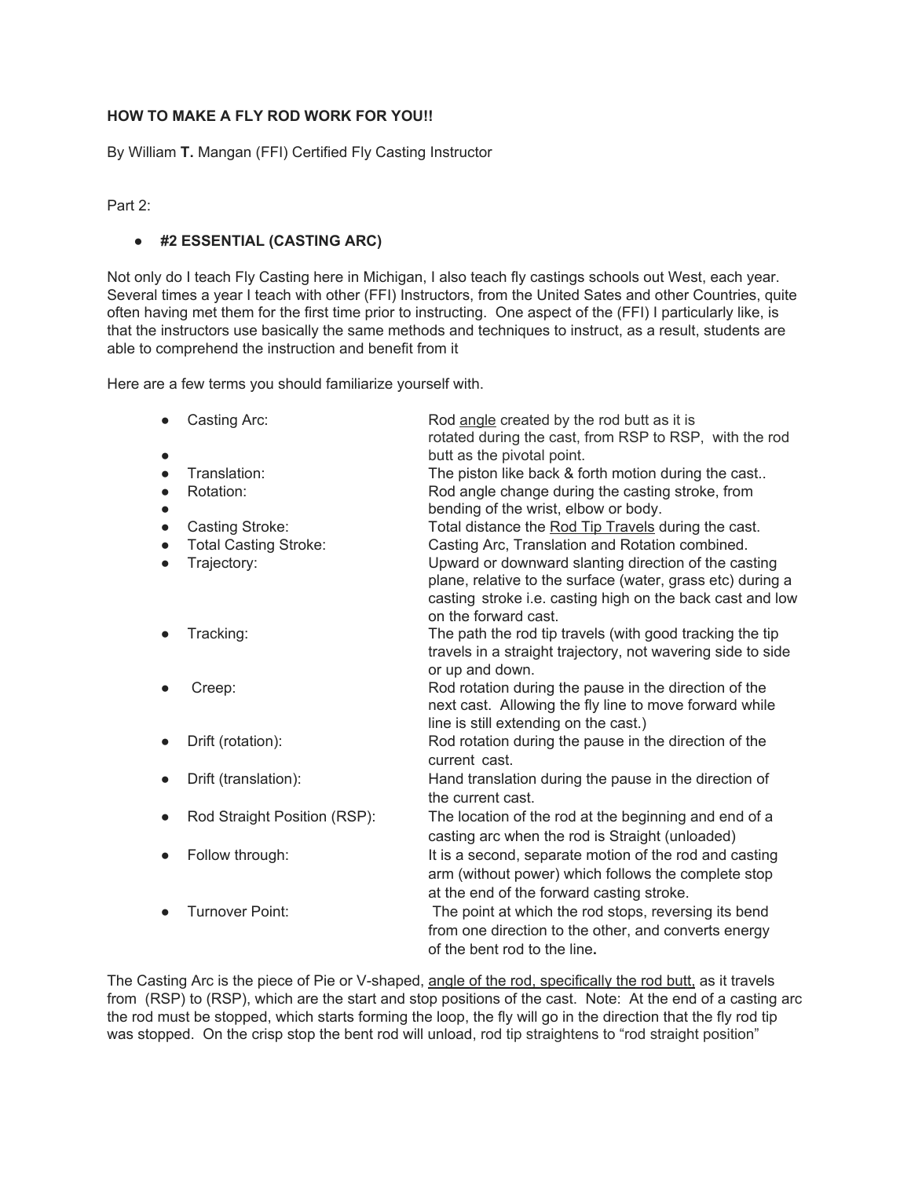**HOW TO MAKE A FLY ROD WORK FOR YOU!!**

By William **T.** Mangan (FFI) Certified Fly Casting Instructor

Part 2:

- **#2 ESSENTIAL (CASTING ARC)**

Not only do I teach Fly Casting here in Michigan, I also teach fly castings schools out West, each year. Several times a year I teach with other (FFI) Instructors, from the United Sates and other Countries, quite often having met them for the first time prior to instructing. One aspect of the (FFI) I particularly like, is that the instructors use basically the same methods and techniques to instruct, as a result, students are able to comprehend the instruction and benefit from it

Here are a few terms you should familiarize yourself with.

- Casting Arc: Rod angle created by the rod butt as it is rotated during the cast, from RSP to RSP, with the rod butt as the pivotal point.
- Translation: The piston like back & forth motion during the cast..
- Rotation: Rod angle change during the casting stroke, from bending of the wrist, elbow or body.
- Casting Stroke: Total distance the Rod Tip Travels during the cast.
- Total Casting Stroke: Casting Arc, Translation and Rotation combined.
- Trajectory: Upward or downward slanting direction of the casting plane, relative to the surface (water, grass etc) during a casting stroke i.e. casting high on the back cast and low on the forward cast.
- Tracking: The path the rod tip travels (with good tracking the tip travels in a straight trajectory, not wavering side to side or up and down.
- Creep: Rod rotation during the pause in the direction of the next cast. Allowing the fly line to move forward while line is still extending on the cast.)
- Drift (rotation): Rod rotation during the pause in the direction of the current cast.
- Drift (translation): Hand translation during the pause in the direction of the current cast.
- Rod Straight Position (RSP): The location of the rod at the beginning and end of a casting arc when the rod is Straight (unloaded)
- Follow through: It is a second, separate motion of the rod and casting arm (without power) which follows the complete stop at the end of the forward casting stroke.
- Turnover Point: The point at which the rod stops, reversing its bend from one direction to the other, and converts energy of the bent rod to the line**.**

The Casting Arc is the piece of Pie or V-shaped, angle of the rod, specifically the rod butt, as it travels from (RSP) to (RSP), which are the start and stop positions of the cast. Note: At the end of a casting arc the rod must be stopped, which starts forming the loop, the fly will go in the direction that the fly rod tip was stopped. On the crisp stop the bent rod will unload, rod tip straightens to "rod straight position"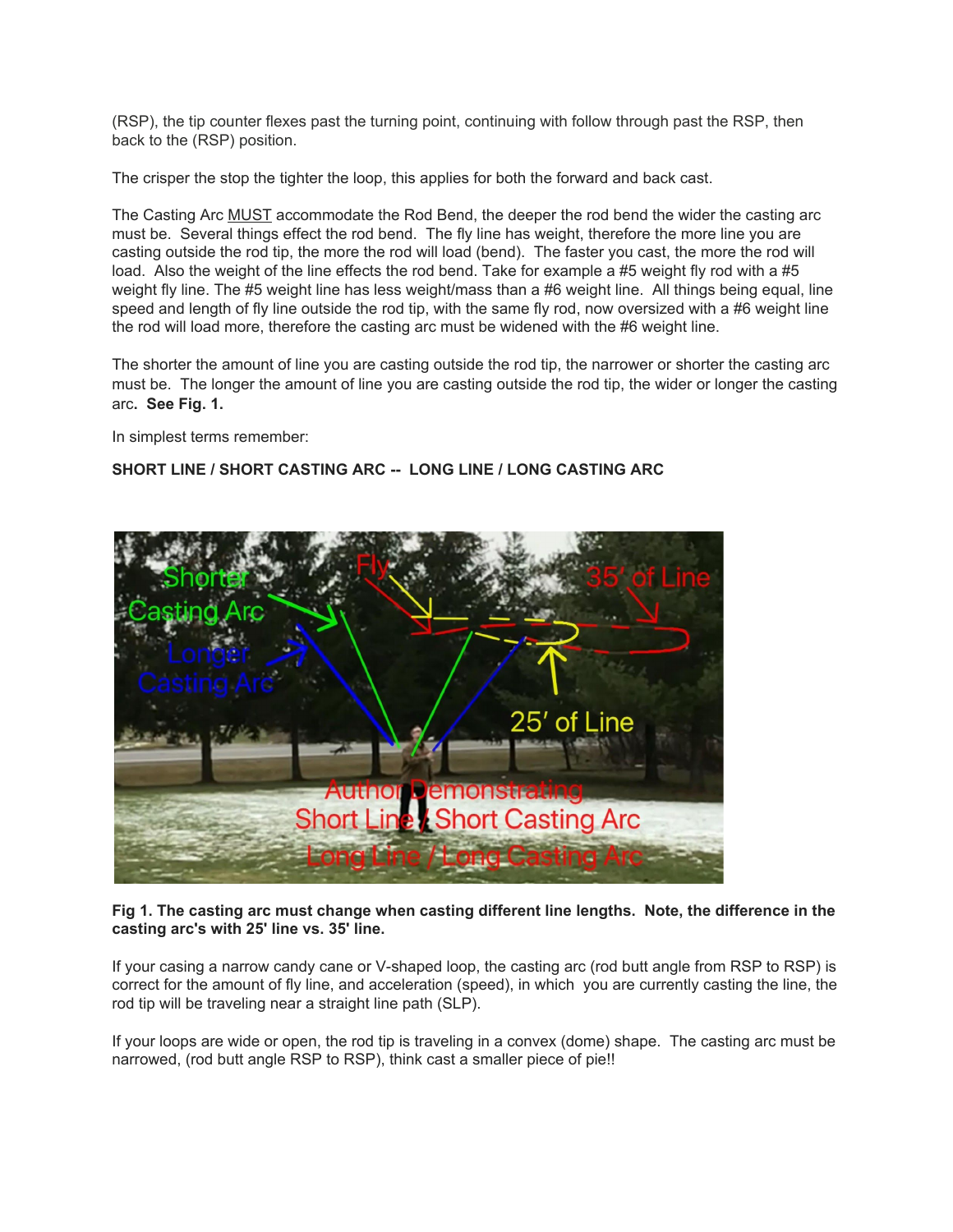(RSP), the tip counter flexes past the turning point, continuing with follow through past the RSP, then back to the (RSP) position.

The crisper the stop the tighter the loop, this applies for both the forward and back cast.

The Casting Arc MUST accommodate the Rod Bend, the deeper the rod bend the wider the casting arc must be. Several things effect the rod bend. The fly line has weight, therefore the more line you are casting outside the rod tip, the more the rod will load (bend). The faster you cast, the more the rod will load. Also the weight of the line effects the rod bend. Take for example a #5 weight fly rod with a #5 weight fly line. The #5 weight line has less weight/mass than a #6 weight line. All things being equal, line speed and length of fly line outside the rod tip, with the same fly rod, now oversized with a #6 weight line the rod will load more, therefore the casting arc must be widened with the #6 weight line.

The shorter the amount of line you are casting outside the rod tip, the narrower or shorter the casting arc must be. The longer the amount of line you are casting outside the rod tip, the wider or longer the casting arc. **See Fig. 1.**

In simplest terms remember:

**SHORT LINE / SHORT CASTING ARC -- LONG LINE / LONG CASTING ARC**

**Fig 1. The casting arc must change when casting different line lengths. Note, the difference in the casting arc's with 25' line vs. 35' line.**

If your casing a narrow candy cane or V-shaped loop, the casting arc (rod butt angle from RSP to RSP) is correct for the amount of fly line, and acceleration (speed), in which you are currently casting the line, the rod tip will be traveling near a straight line path (SLP).

If your loops are wide or open, the rod tip is traveling in a convex (dome) shape. The casting arc must be narrowed, (rod butt angle RSP to RSP), think cast a smaller piece of pie!!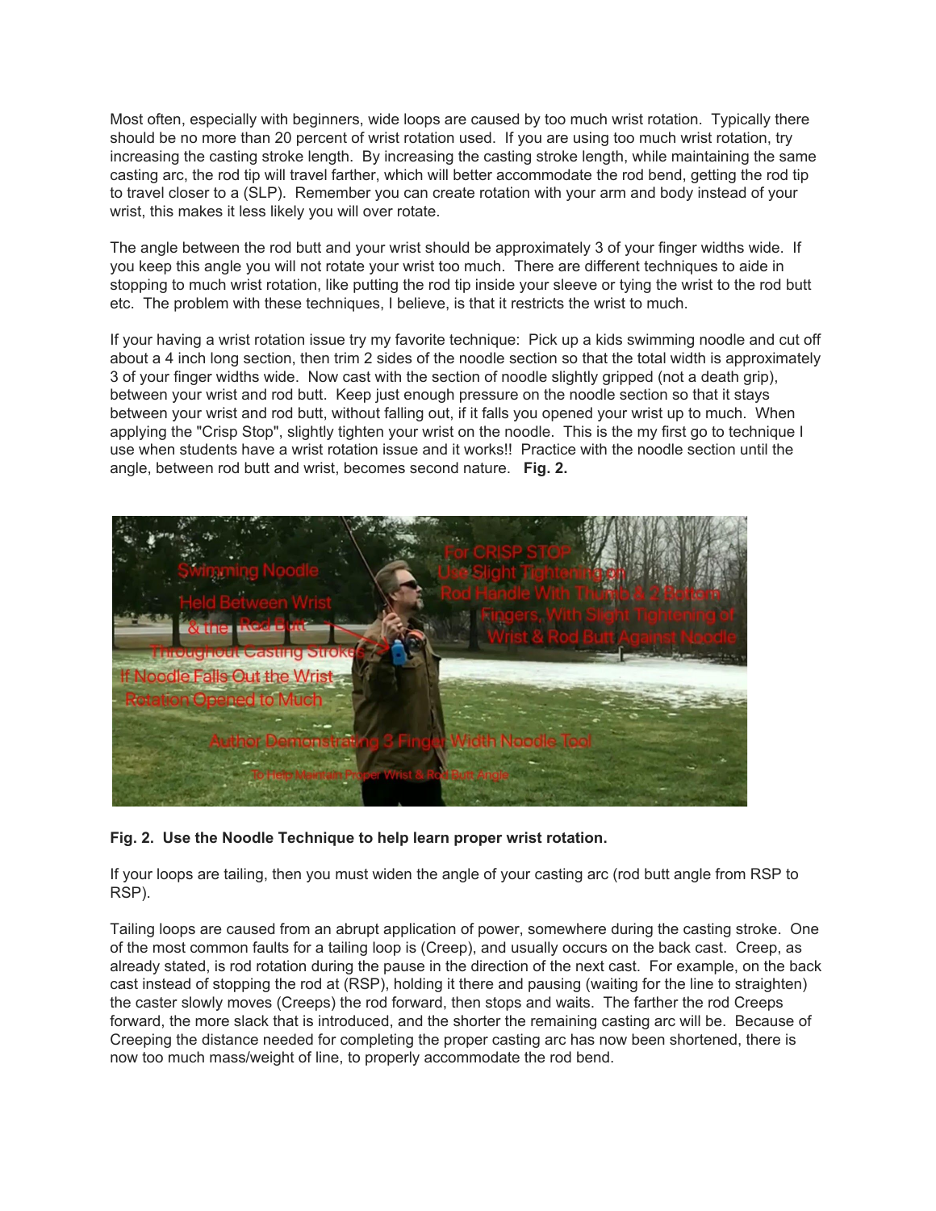Most often, especially with beginners, wide loops are caused by too much wrist rotation. Typically there should be no more than 20 percent of wrist rotation used. If you are using too much wrist rotation, try increasing the casting stroke length. By increasing the casting stroke length, while maintaining the same casting arc, the rod tip will travel farther, which will better accommodate the rod bend, getting the rod tip to travel closer to a (SLP). Remember you can create rotation with your arm and body instead of your wrist, this makes it less likely you will over rotate.

The angle between the rod butt and your wrist should be approximately 3 of your finger widths wide. If you keep this angle you will not rotate your wrist too much. There are different techniques to aide in stopping to much wrist rotation, like putting the rod tip inside your sleeve or tying the wrist to the rod butt etc. The problem with these techniques, I believe, is that it restricts the wrist to much.

If your having a wrist rotation issue try my favorite technique: Pick up a kids swimming noodle and cut off about a 4 inch long section, then trim 2 sides of the noodle section so that the total width is approximately 3 of your finger widths wide. Now cast with the section of noodle slightly gripped (not a death grip), between your wrist and rod butt. Keep just enough pressure on the noodle section so that it stays between your wrist and rod butt, without falling out, if it falls you opened your wrist up to much. When applying the "Crisp Stop", slightly tighten your wrist on the noodle. This is the my first go to technique I use when students have a wrist rotation issue and it works!! Practice with the noodle section until the angle, between rod butt and wrist, becomes second nature. **Fig. 2.**

**Fig. 2. Use the Noodle Technique to help learn proper wrist rotation.**

If your loops are tailing, then you must widen the angle of your casting arc (rod butt angle from RSP to RSP).

Tailing loops are caused from an abrupt application of power, somewhere during the casting stroke. One of the most common faults for a tailing loop is (Creep), and usually occurs on the back cast. Creep, as already stated, is rod rotation during the pause in the direction of the next cast. For example, on the back cast instead of stopping the rod at (RSP), holding it there and pausing (waiting for the line to straighten) the caster slowly moves (Creeps) the rod forward, then stops and waits. The farther the rod Creeps forward, the more slack that is introduced, and the shorter the remaining casting arc will be. Because of Creeping the distance needed for completing the proper casting arc has now been shortened, there is now too much mass/weight of line, to properly accommodate the rod bend.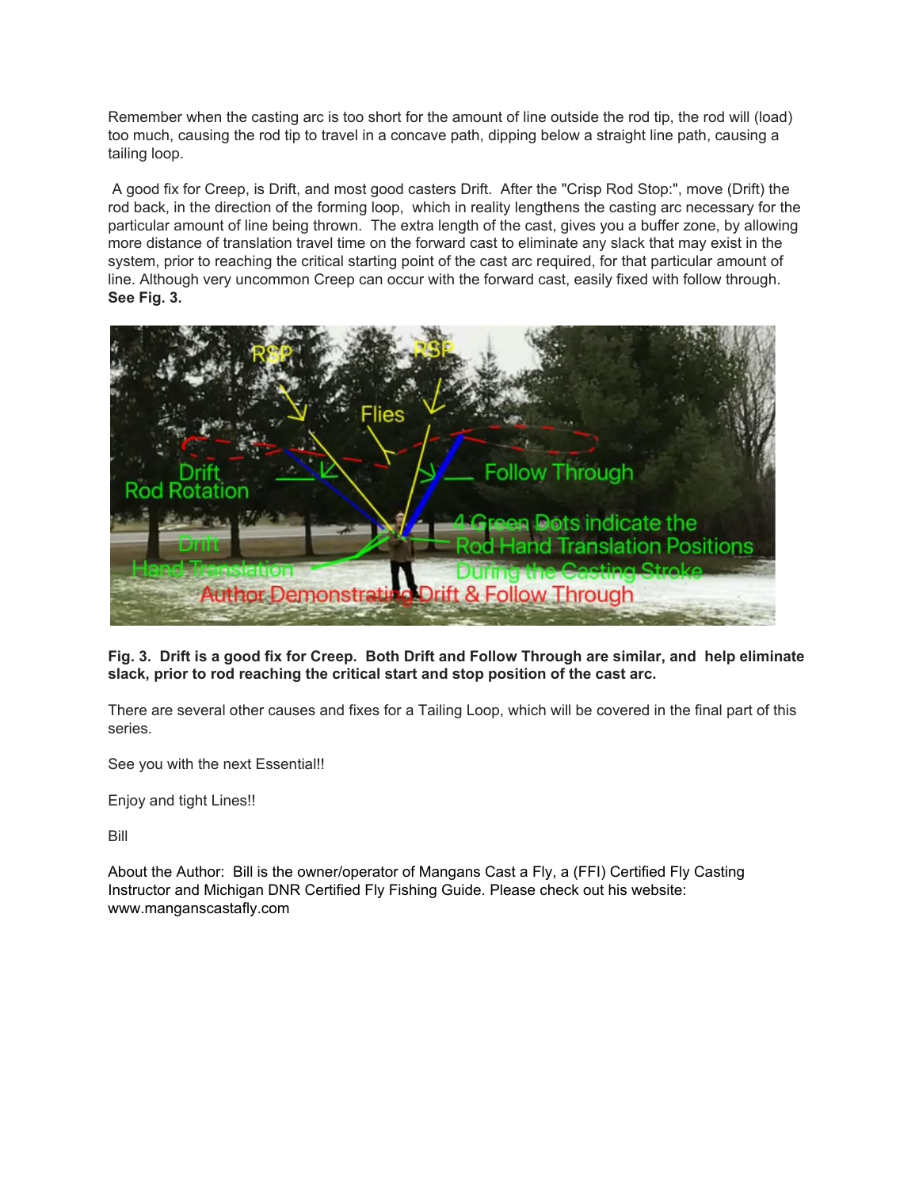Remember when the casting arc is too short for the amount of line outside the rod tip, the rod will (load) too much, causing the rod tip to travel in a concave path, dipping below a straight line path, causing a tailing loop.

A good fix for Creep, is Drift, and most good casters Drift. After the "Crisp Rod Stop:", move (Drift) the rod back, in the direction of the forming loop, which in reality lengthens the casting arc necessary for the particular amount of line being thrown. The extra length of the cast, gives you a buffer zone, by allowing more distance of translation travel time on the forward cast to eliminate any slack that may exist in the system, prior to reaching the critical starting point of the cast arc required, for that particular amount of line. Although very uncommon Creep can occur with the forward cast, easily fixed with follow through. **See Fig. 3.**

**Fig. 3. Drift is a good fix for Creep. Both Drift and Follow Through are similar, and help eliminate slack, prior to rod reaching the critical start and stop position of the cast arc.**

There are several other causes and fixes for a Tailing Loop, which will be covered in the final part of this series.

See you with the next Essential!!

Enjoy and tight Lines!!

Bill

About the Author: Bill is the owner/operator of Mangans Cast a Fly, a (FFI) Certified Fly Casting Instructor and Michigan DNR Certified Fly Fishing Guide. Please check out his website: www.manganscastafly.com